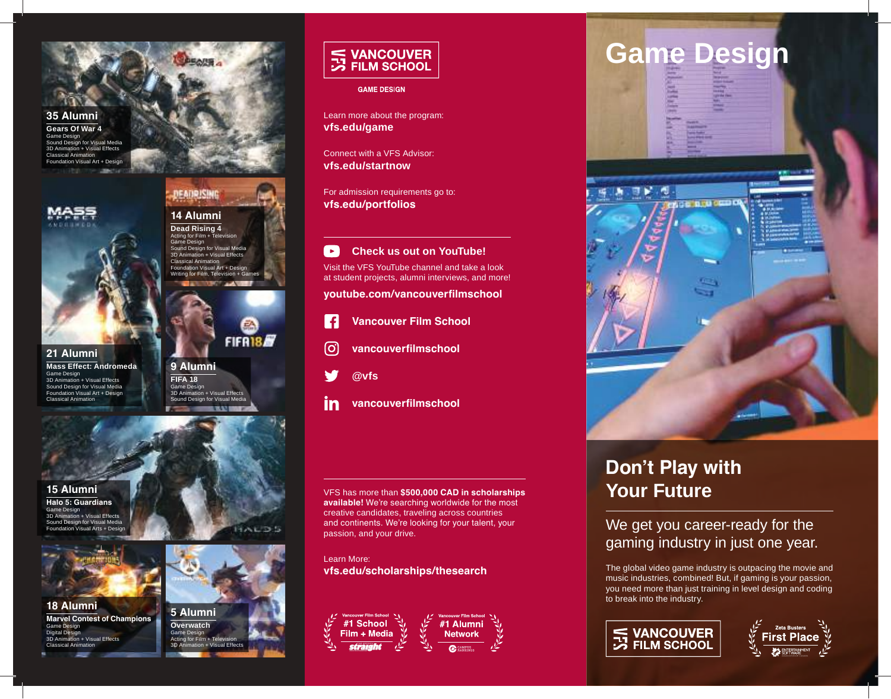## 35 Alumni

**Gears Of War 4**
Game Design
Sound Design for Visual Media
3D Animation + Visual Effects
Classical Animation
Foundation Visual Art + Design

## 14 Alumni

**Dead Rising 4**
Acting for Film + Television
Game Design
Sound Design for Visual Media
3D Animation + Visual Effects
Classical Animation
Foundation Visual Art + Design
Writing for Film, Television + Games

## 21 Alumni

**Mass Effect: Andromeda**
Game Design
3D Animation + Visual Effects
Sound Design for Visual Media
Foundation Visual Art + Design
Classical Animation

## 9 Alumni

**FIFA 18**
Game Design
3D Animation + Visual Effects
Sound Design for Visual Media

## 15 Alumni

**Halo 5: Guardians**
Game Design
3D Animation + Visual Effects
Sound Design for Visual Media
Foundation Visual Arts + Design

## 18 Alumni

**Marvel Contest of Champions**
Game Design
Digital Design
3D Animation + Visual Effects
Classical Animation

## 5 Alumni

**Overwatch**
Game Design
Acting for Film + Television
3D Animation + Visual Effects

---

VANCOUVER FILM SCHOOL

**GAME DESIGN**

Learn more about the program:
**vfs.edu/game**

Connect with a VFS Advisor:
**vfs.edu/startnow**

For admission requirements go to:
**vfs.edu/portfolios**

### Check us out on YouTube!

Visit the VFS YouTube channel and take a look at student projects, alumni interviews, and more!

**youtube.com/vancouverfilmschool**

**Vancouver Film School**

**vancouverfilmschool**

**@vfs**

**vancouverfilmschool**

VFS has more than **$500,000 CAD in scholarships available!** We're searching worldwide for the most creative candidates, traveling across countries and continents. We're looking for your talent, your passion, and your drive.

Learn More:
**vfs.edu/scholarships/thesearch**

Vancouver Film School **#1 School Film + Media** — straight

Vancouver Film School **#1 Alumni Network** — Campus Rankings

---

# Game Design

## Don't Play with Your Future

We get you career-ready for the gaming industry in just one year.

The global video game industry is outpacing the movie and music industries, combined! But, if gaming is your passion, you need more than just training in level design and coding to break into the industry.

VANCOUVER FILM SCHOOL

Zeta Busters **First Place** — Entertainment Software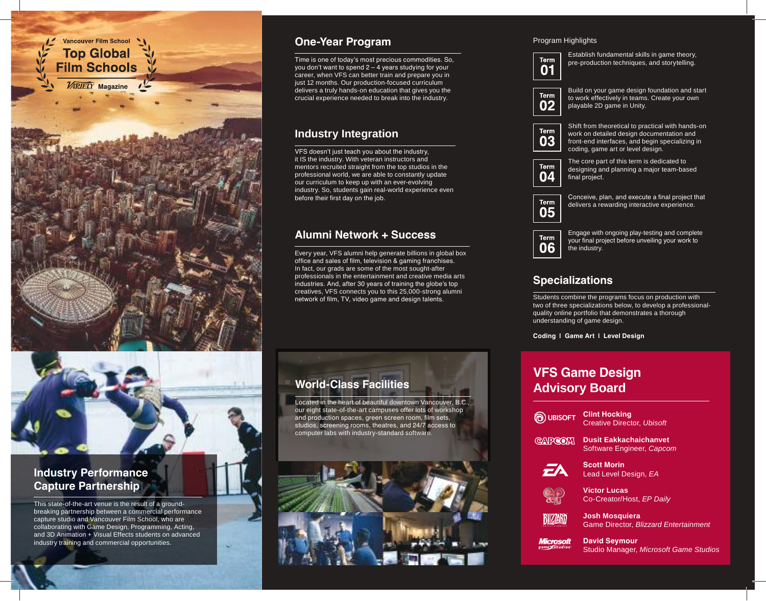Vancouver Film School
**Top Global Film Schools**
*Variety* Magazine

## Industry Performance Capture Partnership

This state-of-the-art venue is the result of a ground-breaking partnership between a commercial performance capture studio and Vancouver Film School, who are collaborating with Game Design, Programming, Acting, and 3D Animation + Visual Effects students on advanced industry training and commercial opportunities.

## One-Year Program

Time is one of today's most precious commodities. So, you don't want to spend 2 – 4 years studying for your career, when VFS can better train and prepare you in just 12 months. Our production-focused curriculum delivers a truly hands-on education that gives you the crucial experience needed to break into the industry.

## Industry Integration

VFS doesn't just teach you about the industry, it IS the industry. With veteran instructors and mentors recruited straight from the top studios in the professional world, we are able to constantly update our curriculum to keep up with an ever-evolving industry. So, students gain real-world experience even before their first day on the job.

## Alumni Network + Success

Every year, VFS alumni help generate billions in global box office and sales of film, television & gaming franchises. In fact, our grads are some of the most sought-after professionals in the entertainment and creative media arts industries. And, after 30 years of training the globe's top creatives, VFS connects you to this 25,000-strong alumni network of film, TV, video game and design talents.

## World-Class Facilities

Located in the heart of beautiful downtown Vancouver, B.C., our eight state-of-the-art campuses offer lots of workshop and production spaces, green screen room, film sets, studios, screening rooms, theatres, and 24/7 access to computer labs with industry-standard software.

### Program Highlights

**Term 01** – Establish fundamental skills in game theory, pre-production techniques, and storytelling.

**Term 02** – Build on your game design foundation and start to work effectively in teams. Create your own playable 2D game in Unity.

**Term 03** – Shift from theoretical to practical with hands-on work on detailed design documentation and front-end interfaces, and begin specializing in coding, game art or level design.

**Term 04** – The core part of this term is dedicated to designing and planning a major team-based final project.

**Term 05** – Conceive, plan, and execute a final project that delivers a rewarding interactive experience.

**Term 06** – Engage with ongoing play-testing and complete your final project before unveiling your work to the industry.

## Specializations

Students combine the programs focus on production with two of three specializations below, to develop a professional-quality online portfolio that demonstrates a thorough understanding of game design.

**Coding | Game Art | Level Design**

## VFS Game Design Advisory Board

- Ubisoft — **Clint Hocking**, Creative Director, *Ubisoft*
- Capcom — **Dusit Eakkachaichanvet**, Software Engineer, *Capcom*
- EA — **Scott Morin**, Lead Level Design, *EA*
- EP Daily — **Victor Lucas**, Co-Creator/Host, *EP Daily*
- Blizzard — **Josh Mosquiera**, Game Director, *Blizzard Entertainment*
- Microsoft game studios — **David Seymour**, Studio Manager, *Microsoft Game Studios*